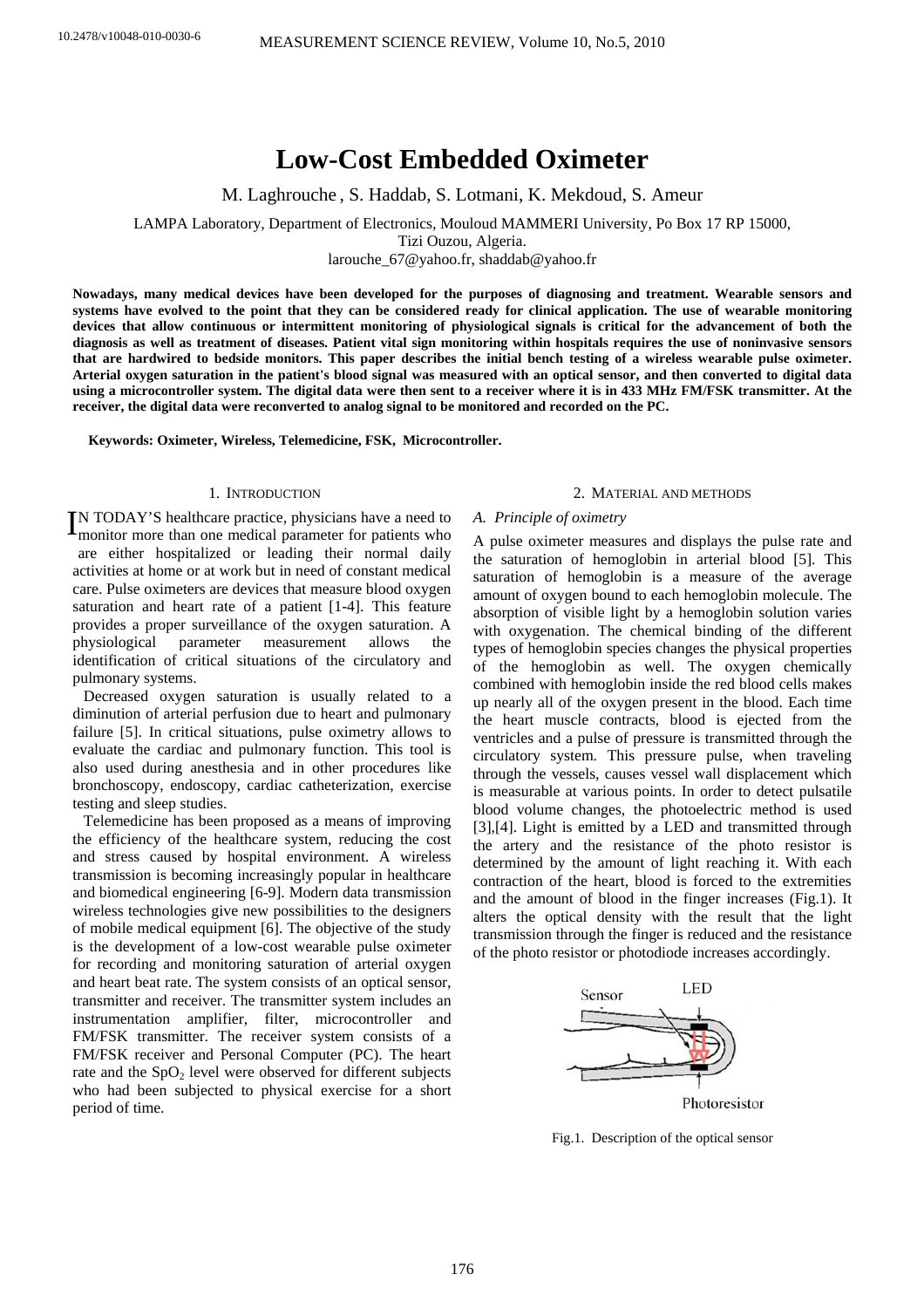# Low-Cost Embedded Oximeter

M. Laghrouche , S. Haddab, S. Lotmani, K. Mekdoud, S. Ameur

LAMPA Laboratory, Department of Electronics, Mouloud MAMMERI University, Po Box 17 RP 15000, Tizi Ouzou, Algeria.
larouche_67@yahoo.fr, shaddab@yahoo.fr

**Nowadays, many medical devices have been developed for the purposes of diagnosing and treatment. Wearable sensors and systems have evolved to the point that they can be considered ready for clinical application. The use of wearable monitoring devices that allow continuous or intermittent monitoring of physiological signals is critical for the advancement of both the diagnosis as well as treatment of diseases. Patient vital sign monitoring within hospitals requires the use of noninvasive sensors that are hardwired to bedside monitors. This paper describes the initial bench testing of a wireless wearable pulse oximeter. Arterial oxygen saturation in the patient's blood signal was measured with an optical sensor, and then converted to digital data using a microcontroller system. The digital data were then sent to a receiver where it is in 433 MHz FM/FSK transmitter. At the receiver, the digital data were reconverted to analog signal to be monitored and recorded on the PC.**

**Keywords: Oximeter, Wireless, Telemedicine, FSK, Microcontroller.**

## 1. Introduction

IN TODAY'S healthcare practice, physicians have a need to monitor more than one medical parameter for patients who are either hospitalized or leading their normal daily activities at home or at work but in need of constant medical care. Pulse oximeters are devices that measure blood oxygen saturation and heart rate of a patient [1-4]. This feature provides a proper surveillance of the oxygen saturation. A physiological parameter measurement allows the identification of critical situations of the circulatory and pulmonary systems.

Decreased oxygen saturation is usually related to a diminution of arterial perfusion due to heart and pulmonary failure [5]. In critical situations, pulse oximetry allows to evaluate the cardiac and pulmonary function. This tool is also used during anesthesia and in other procedures like bronchoscopy, endoscopy, cardiac catheterization, exercise testing and sleep studies.

Telemedicine has been proposed as a means of improving the efficiency of the healthcare system, reducing the cost and stress caused by hospital environment. A wireless transmission is becoming increasingly popular in healthcare and biomedical engineering [6-9]. Modern data transmission wireless technologies give new possibilities to the designers of mobile medical equipment [6]. The objective of the study is the development of a low-cost wearable pulse oximeter for recording and monitoring saturation of arterial oxygen and heart beat rate. The system consists of an optical sensor, transmitter and receiver. The transmitter system includes an instrumentation amplifier, filter, microcontroller and FM/FSK transmitter. The receiver system consists of a FM/FSK receiver and Personal Computer (PC). The heart rate and the $SpO_2$ level were observed for different subjects who had been subjected to physical exercise for a short period of time.

## 2. Material and methods

### *A. Principle of oximetry*

A pulse oximeter measures and displays the pulse rate and the saturation of hemoglobin in arterial blood [5]. This saturation of hemoglobin is a measure of the average amount of oxygen bound to each hemoglobin molecule. The absorption of visible light by a hemoglobin solution varies with oxygenation. The chemical binding of the different types of hemoglobin species changes the physical properties of the hemoglobin as well. The oxygen chemically combined with hemoglobin inside the red blood cells makes up nearly all of the oxygen present in the blood. Each time the heart muscle contracts, blood is ejected from the ventricles and a pulse of pressure is transmitted through the circulatory system. This pressure pulse, when traveling through the vessels, causes vessel wall displacement which is measurable at various points. In order to detect pulsatile blood volume changes, the photoelectric method is used [3],[4]. Light is emitted by a LED and transmitted through the artery and the resistance of the photo resistor is determined by the amount of light reaching it. With each contraction of the heart, blood is forced to the extremities and the amount of blood in the finger increases (Fig.1). It alters the optical density with the result that the light transmission through the finger is reduced and the resistance of the photo resistor or photodiode increases accordingly.

Fig.1. Description of the optical sensor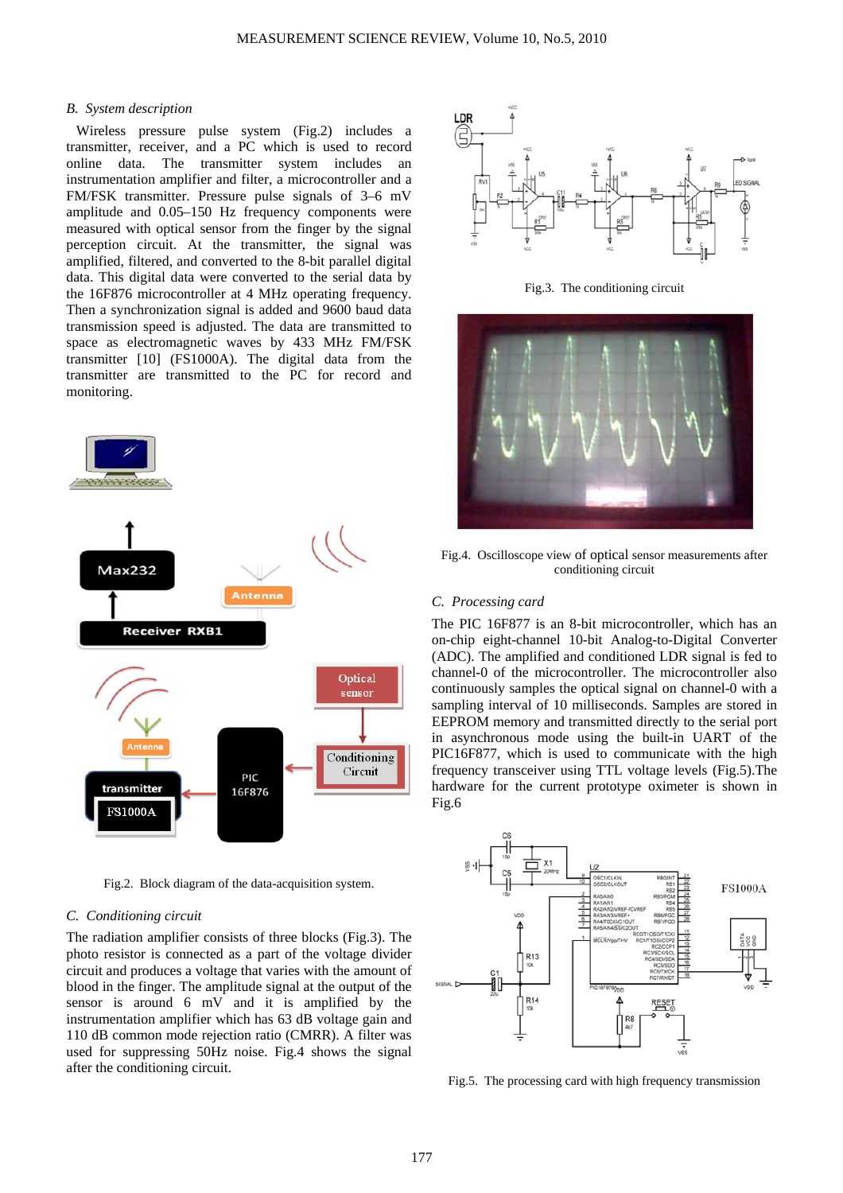### B. System description

Wireless pressure pulse system (Fig.2) includes a transmitter, receiver, and a PC which is used to record online data. The transmitter system includes an instrumentation amplifier and filter, a microcontroller and a FM/FSK transmitter. Pressure pulse signals of 3–6 mV amplitude and 0.05–150 Hz frequency components were measured with optical sensor from the finger by the signal perception circuit. At the transmitter, the signal was amplified, filtered, and converted to the 8-bit parallel digital data. This digital data were converted to the serial data by the 16F876 microcontroller at 4 MHz operating frequency. Then a synchronization signal is added and 9600 baud data transmission speed is adjusted. The data are transmitted to space as electromagnetic waves by 433 MHz FM/FSK transmitter [10] (FS1000A). The digital data from the transmitter are transmitted to the PC for record and monitoring.

Fig.2. Block diagram of the data-acquisition system.

### C. Conditioning circuit

The radiation amplifier consists of three blocks (Fig.3). The photo resistor is connected as a part of the voltage divider circuit and produces a voltage that varies with the amount of blood in the finger. The amplitude signal at the output of the sensor is around 6 mV and it is amplified by the instrumentation amplifier which has 63 dB voltage gain and 110 dB common mode rejection ratio (CMRR). A filter was used for suppressing 50Hz noise. Fig.4 shows the signal after the conditioning circuit.

Fig.3. The conditioning circuit

Fig.4. Oscilloscope view of optical sensor measurements after conditioning circuit

### C. Processing card

The PIC 16F877 is an 8-bit microcontroller, which has an on-chip eight-channel 10-bit Analog-to-Digital Converter (ADC). The amplified and conditioned LDR signal is fed to channel-0 of the microcontroller. The microcontroller also continuously samples the optical signal on channel-0 with a sampling interval of 10 milliseconds. Samples are stored in EEPROM memory and transmitted directly to the serial port in asynchronous mode using the built-in UART of the PIC16F877, which is used to communicate with the high frequency transceiver using TTL voltage levels (Fig.5).The hardware for the current prototype oximeter is shown in Fig.6

Fig.5. The processing card with high frequency transmission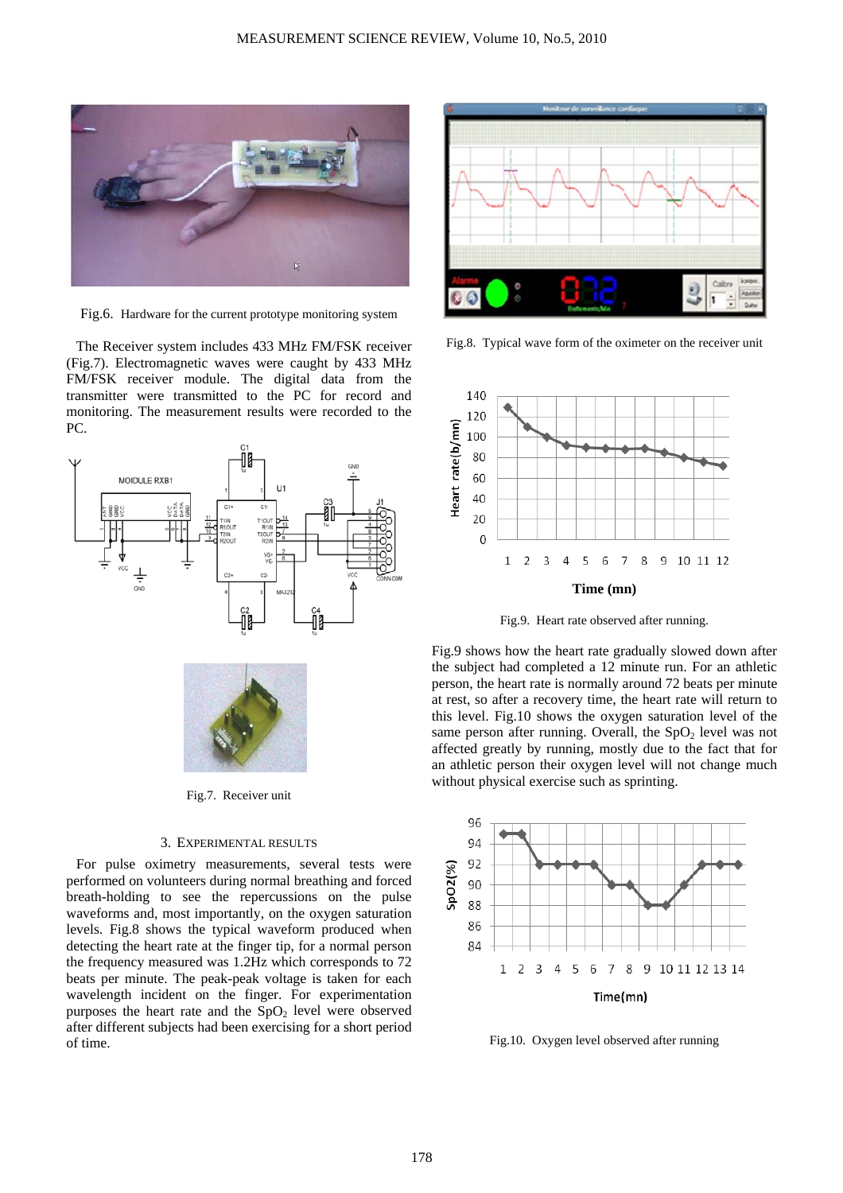Fig.6. Hardware for the current prototype monitoring system

The Receiver system includes 433 MHz FM/FSK receiver (Fig.7). Electromagnetic waves were caught by 433 MHz FM/FSK receiver module. The digital data from the transmitter were transmitted to the PC for record and monitoring. The measurement results were recorded to the PC.

Fig.7. Receiver unit

## 3. Experimental results

For pulse oximetry measurements, several tests were performed on volunteers during normal breathing and forced breath-holding to see the repercussions on the pulse waveforms and, most importantly, on the oxygen saturation levels. Fig.8 shows the typical waveform produced when detecting the heart rate at the finger tip, for a normal person the frequency measured was 1.2Hz which corresponds to 72 beats per minute. The peak-peak voltage is taken for each wavelength incident on the finger. For experimentation purposes the heart rate and the $SpO_2$ level were observed after different subjects had been exercising for a short period of time.

Fig.8. Typical wave form of the oximeter on the receiver unit

Fig.9. Heart rate observed after running.

Fig.9 shows how the heart rate gradually slowed down after the subject had completed a 12 minute run. For an athletic person, the heart rate is normally around 72 beats per minute at rest, so after a recovery time, the heart rate will return to this level. Fig.10 shows the oxygen saturation level of the same person after running. Overall, the $SpO_2$ level was not affected greatly by running, mostly due to the fact that for an athletic person their oxygen level will not change much without physical exercise such as sprinting.

Fig.10. Oxygen level observed after running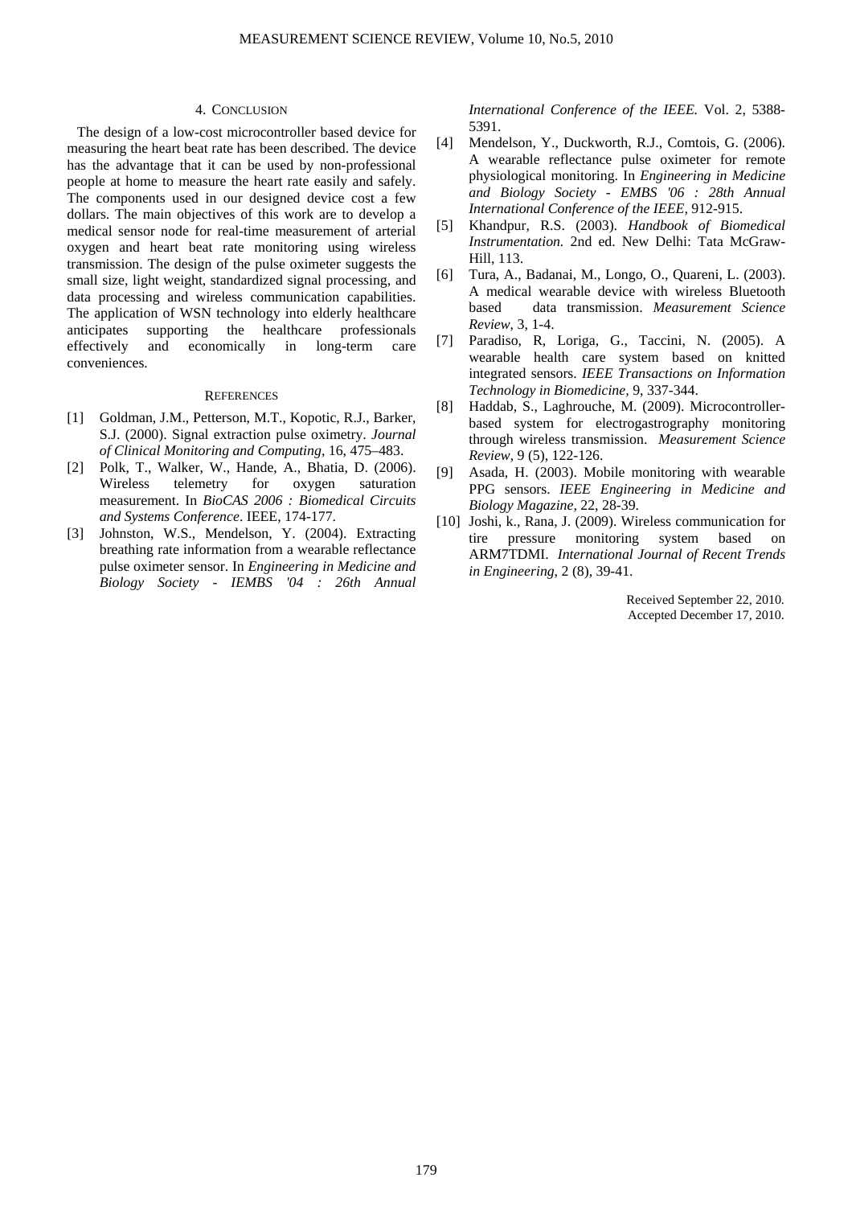## 4. Conclusion

The design of a low-cost microcontroller based device for measuring the heart beat rate has been described. The device has the advantage that it can be used by non-professional people at home to measure the heart rate easily and safely. The components used in our designed device cost a few dollars. The main objectives of this work are to develop a medical sensor node for real-time measurement of arterial oxygen and heart beat rate monitoring using wireless transmission. The design of the pulse oximeter suggests the small size, light weight, standardized signal processing, and data processing and wireless communication capabilities. The application of WSN technology into elderly healthcare anticipates supporting the healthcare professionals effectively and economically in long-term care conveniences.

## References

[1] Goldman, J.M., Petterson, M.T., Kopotic, R.J., Barker, S.J. (2000). Signal extraction pulse oximetry. *Journal of Clinical Monitoring and Computing*, 16, 475–483.

[2] Polk, T., Walker, W., Hande, A., Bhatia, D. (2006). Wireless telemetry for oxygen saturation measurement. In *BioCAS 2006 : Biomedical Circuits and Systems Conference*. IEEE, 174-177.

[3] Johnston, W.S., Mendelson, Y. (2004). Extracting breathing rate information from a wearable reflectance pulse oximeter sensor. In *Engineering in Medicine and Biology Society - IEMBS '04 : 26th Annual International Conference of the IEEE*. Vol. 2, 5388-5391.

[4] Mendelson, Y., Duckworth, R.J., Comtois, G. (2006). A wearable reflectance pulse oximeter for remote physiological monitoring. In *Engineering in Medicine and Biology Society - EMBS '06 : 28th Annual International Conference of the IEEE*, 912-915.

[5] Khandpur, R.S. (2003). *Handbook of Biomedical Instrumentation*. 2nd ed. New Delhi: Tata McGraw-Hill, 113.

[6] Tura, A., Badanai, M., Longo, O., Quareni, L. (2003). A medical wearable device with wireless Bluetooth based data transmission. *Measurement Science Review*, 3, 1-4.

[7] Paradiso, R, Loriga, G., Taccini, N. (2005). A wearable health care system based on knitted integrated sensors. *IEEE Transactions on Information Technology in Biomedicine*, 9, 337-344.

[8] Haddab, S., Laghrouche, M. (2009). Microcontroller-based system for electrogastrography monitoring through wireless transmission. *Measurement Science Review*, 9 (5), 122-126.

[9] Asada, H. (2003). Mobile monitoring with wearable PPG sensors. *IEEE Engineering in Medicine and Biology Magazine*, 22, 28-39.

[10] Joshi, k., Rana, J. (2009). Wireless communication for tire pressure monitoring system based on ARM7TDMI. *International Journal of Recent Trends in Engineering*, 2 (8), 39-41.

Received September 22, 2010.
Accepted December 17, 2010.